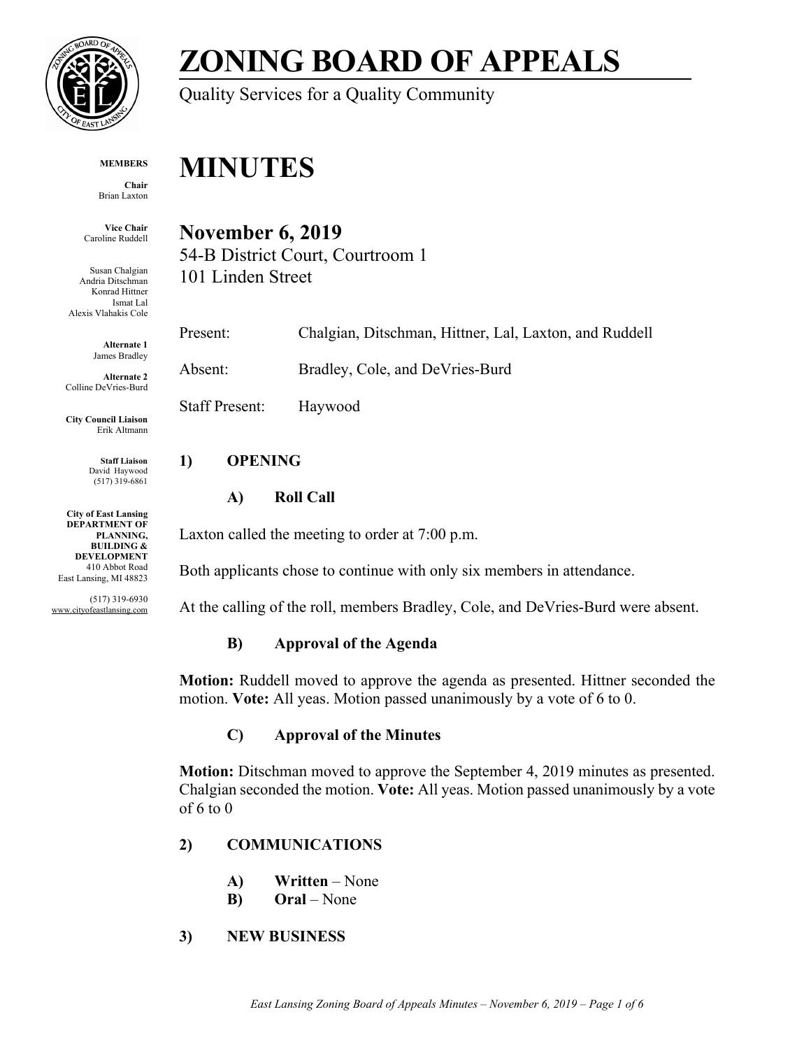# ZONING BOARD OF APPEALS

Quality Services for a Quality Community

**MEMBERS**

**Chair**
Brian Laxton

**Vice Chair**
Caroline Ruddell

Susan Chalgian
Andria Ditschman
Konrad Hittner
Ismat Lal
Alexis Vlahakis Cole

**Alternate 1**
James Bradley

**Alternate 2**
Colline DeVries-Burd

**City Council Liaison**
Erik Altmann

**Staff Liaison**
David Haywood
(517) 319-6861

**City of East Lansing**
**DEPARTMENT OF PLANNING, BUILDING & DEVELOPMENT**
410 Abbot Road
East Lansing, MI 48823

(517) 319-6930
www.cityofeastlansing.com

# MINUTES

## November 6, 2019

54-B District Court, Courtroom 1
101 Linden Street

Present: Chalgian, Ditschman, Hittner, Lal, Laxton, and Ruddell

Absent: Bradley, Cole, and DeVries-Burd

Staff Present: Haywood

### 1) OPENING

#### A) Roll Call

Laxton called the meeting to order at 7:00 p.m.

Both applicants chose to continue with only six members in attendance.

At the calling of the roll, members Bradley, Cole, and DeVries-Burd were absent.

#### B) Approval of the Agenda

**Motion:** Ruddell moved to approve the agenda as presented. Hittner seconded the motion. **Vote:** All yeas. Motion passed unanimously by a vote of 6 to 0.

#### C) Approval of the Minutes

**Motion:** Ditschman moved to approve the September 4, 2019 minutes as presented. Chalgian seconded the motion. **Vote:** All yeas. Motion passed unanimously by a vote of 6 to 0

### 2) COMMUNICATIONS

- **A) Written** – None
- **B) Oral** – None

### 3) NEW BUSINESS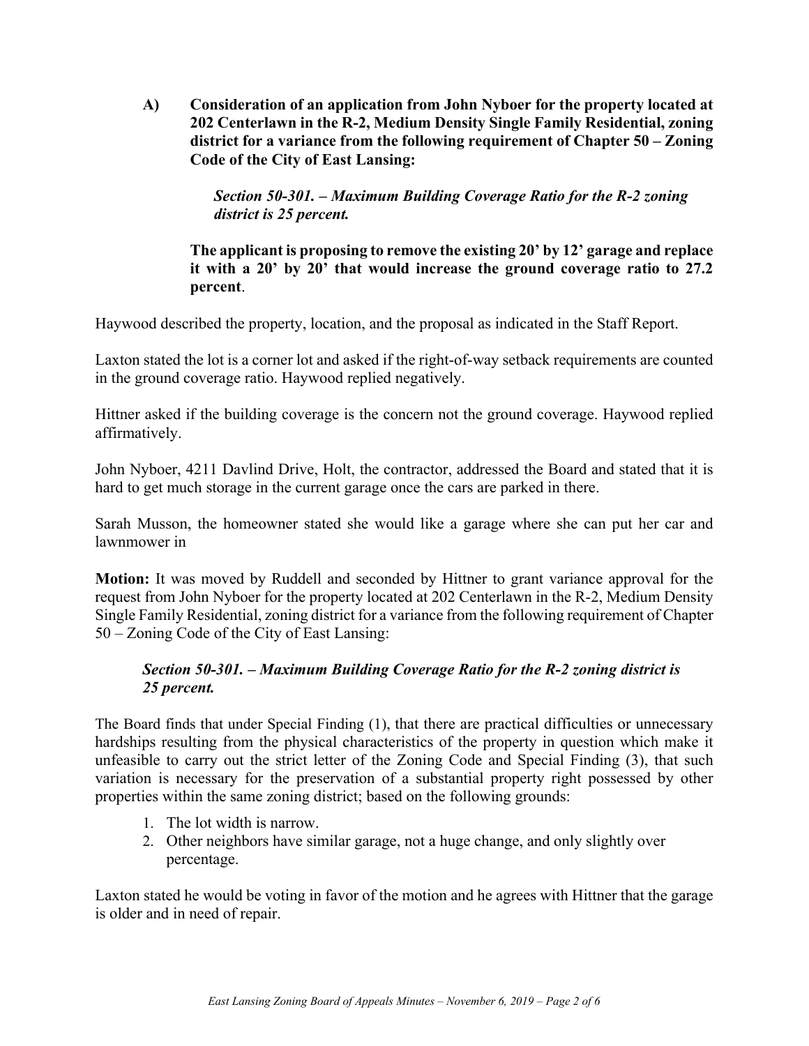**A) Consideration of an application from John Nyboer for the property located at 202 Centerlawn in the R-2, Medium Density Single Family Residential, zoning district for a variance from the following requirement of Chapter 50 – Zoning Code of the City of East Lansing:**

> ***Section 50-301. – Maximum Building Coverage Ratio for the R-2 zoning district is 25 percent.***
>
> **The applicant is proposing to remove the existing 20' by 12' garage and replace it with a 20' by 20' that would increase the ground coverage ratio to 27.2 percent**.

Haywood described the property, location, and the proposal as indicated in the Staff Report.

Laxton stated the lot is a corner lot and asked if the right-of-way setback requirements are counted in the ground coverage ratio. Haywood replied negatively.

Hittner asked if the building coverage is the concern not the ground coverage. Haywood replied affirmatively.

John Nyboer, 4211 Davlind Drive, Holt, the contractor, addressed the Board and stated that it is hard to get much storage in the current garage once the cars are parked in there.

Sarah Musson, the homeowner stated she would like a garage where she can put her car and lawnmower in

**Motion:** It was moved by Ruddell and seconded by Hittner to grant variance approval for the request from John Nyboer for the property located at 202 Centerlawn in the R-2, Medium Density Single Family Residential, zoning district for a variance from the following requirement of Chapter 50 – Zoning Code of the City of East Lansing:

> ***Section 50-301. – Maximum Building Coverage Ratio for the R-2 zoning district is 25 percent.***

The Board finds that under Special Finding (1), that there are practical difficulties or unnecessary hardships resulting from the physical characteristics of the property in question which make it unfeasible to carry out the strict letter of the Zoning Code and Special Finding (3), that such variation is necessary for the preservation of a substantial property right possessed by other properties within the same zoning district; based on the following grounds:

1. The lot width is narrow.
2. Other neighbors have similar garage, not a huge change, and only slightly over percentage.

Laxton stated he would be voting in favor of the motion and he agrees with Hittner that the garage is older and in need of repair.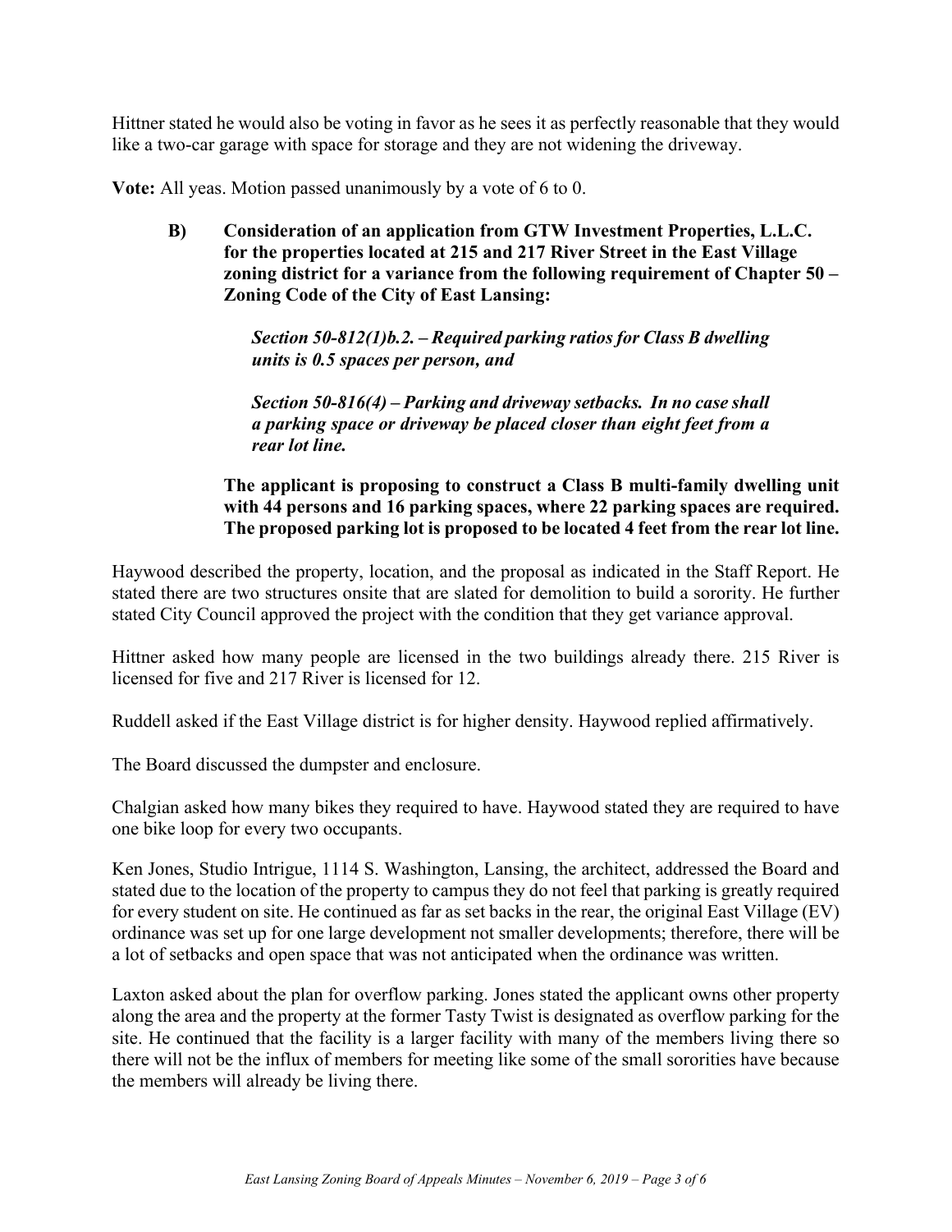Hittner stated he would also be voting in favor as he sees it as perfectly reasonable that they would like a two-car garage with space for storage and they are not widening the driveway.

**Vote:** All yeas. Motion passed unanimously by a vote of 6 to 0.

**B) Consideration of an application from GTW Investment Properties, L.L.C. for the properties located at 215 and 217 River Street in the East Village zoning district for a variance from the following requirement of Chapter 50 – Zoning Code of the City of East Lansing:**

> ***Section 50-812(1)b.2. – Required parking ratios for Class B dwelling units is 0.5 spaces per person, and***
>
> ***Section 50-816(4) – Parking and driveway setbacks. In no case shall a parking space or driveway be placed closer than eight feet from a rear lot line.***

**The applicant is proposing to construct a Class B multi-family dwelling unit with 44 persons and 16 parking spaces, where 22 parking spaces are required. The proposed parking lot is proposed to be located 4 feet from the rear lot line.**

Haywood described the property, location, and the proposal as indicated in the Staff Report. He stated there are two structures onsite that are slated for demolition to build a sorority. He further stated City Council approved the project with the condition that they get variance approval.

Hittner asked how many people are licensed in the two buildings already there. 215 River is licensed for five and 217 River is licensed for 12.

Ruddell asked if the East Village district is for higher density. Haywood replied affirmatively.

The Board discussed the dumpster and enclosure.

Chalgian asked how many bikes they required to have. Haywood stated they are required to have one bike loop for every two occupants.

Ken Jones, Studio Intrigue, 1114 S. Washington, Lansing, the architect, addressed the Board and stated due to the location of the property to campus they do not feel that parking is greatly required for every student on site. He continued as far as set backs in the rear, the original East Village (EV) ordinance was set up for one large development not smaller developments; therefore, there will be a lot of setbacks and open space that was not anticipated when the ordinance was written.

Laxton asked about the plan for overflow parking. Jones stated the applicant owns other property along the area and the property at the former Tasty Twist is designated as overflow parking for the site. He continued that the facility is a larger facility with many of the members living there so there will not be the influx of members for meeting like some of the small sororities have because the members will already be living there.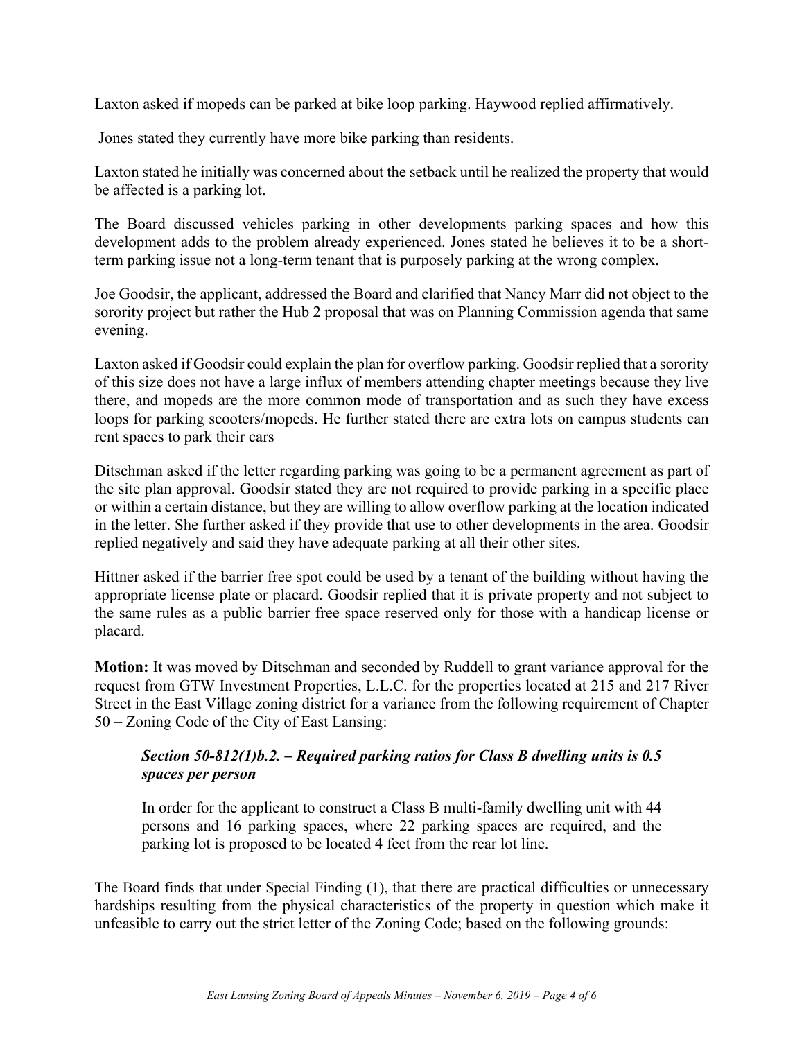Laxton asked if mopeds can be parked at bike loop parking. Haywood replied affirmatively.

Jones stated they currently have more bike parking than residents.

Laxton stated he initially was concerned about the setback until he realized the property that would be affected is a parking lot.

The Board discussed vehicles parking in other developments parking spaces and how this development adds to the problem already experienced. Jones stated he believes it to be a short-term parking issue not a long-term tenant that is purposely parking at the wrong complex.

Joe Goodsir, the applicant, addressed the Board and clarified that Nancy Marr did not object to the sorority project but rather the Hub 2 proposal that was on Planning Commission agenda that same evening.

Laxton asked if Goodsir could explain the plan for overflow parking. Goodsir replied that a sorority of this size does not have a large influx of members attending chapter meetings because they live there, and mopeds are the more common mode of transportation and as such they have excess loops for parking scooters/mopeds. He further stated there are extra lots on campus students can rent spaces to park their cars

Ditschman asked if the letter regarding parking was going to be a permanent agreement as part of the site plan approval. Goodsir stated they are not required to provide parking in a specific place or within a certain distance, but they are willing to allow overflow parking at the location indicated in the letter. She further asked if they provide that use to other developments in the area. Goodsir replied negatively and said they have adequate parking at all their other sites.

Hittner asked if the barrier free spot could be used by a tenant of the building without having the appropriate license plate or placard. Goodsir replied that it is private property and not subject to the same rules as a public barrier free space reserved only for those with a handicap license or placard.

**Motion:** It was moved by Ditschman and seconded by Ruddell to grant variance approval for the request from GTW Investment Properties, L.L.C. for the properties located at 215 and 217 River Street in the East Village zoning district for a variance from the following requirement of Chapter 50 – Zoning Code of the City of East Lansing:

> ***Section 50-812(1)b.2. – Required parking ratios for Class B dwelling units is 0.5 spaces per person***
>
> In order for the applicant to construct a Class B multi-family dwelling unit with 44 persons and 16 parking spaces, where 22 parking spaces are required, and the parking lot is proposed to be located 4 feet from the rear lot line.

The Board finds that under Special Finding (1), that there are practical difficulties or unnecessary hardships resulting from the physical characteristics of the property in question which make it unfeasible to carry out the strict letter of the Zoning Code; based on the following grounds: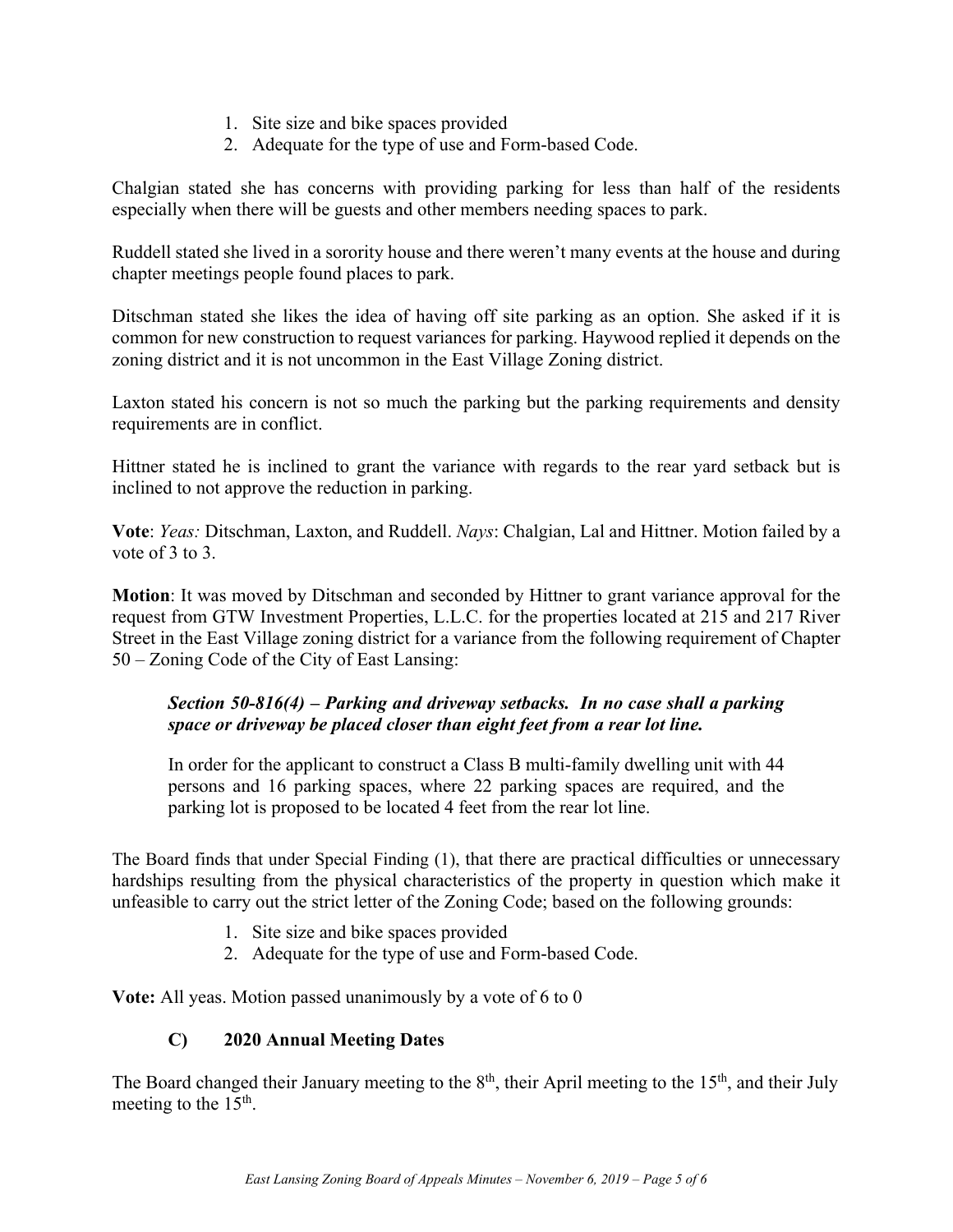1. Site size and bike spaces provided
2. Adequate for the type of use and Form-based Code.

Chalgian stated she has concerns with providing parking for less than half of the residents especially when there will be guests and other members needing spaces to park.

Ruddell stated she lived in a sorority house and there weren't many events at the house and during chapter meetings people found places to park.

Ditschman stated she likes the idea of having off site parking as an option. She asked if it is common for new construction to request variances for parking. Haywood replied it depends on the zoning district and it is not uncommon in the East Village Zoning district.

Laxton stated his concern is not so much the parking but the parking requirements and density requirements are in conflict.

Hittner stated he is inclined to grant the variance with regards to the rear yard setback but is inclined to not approve the reduction in parking.

**Vote**: *Yeas:* Ditschman, Laxton, and Ruddell. *Nays*: Chalgian, Lal and Hittner. Motion failed by a vote of 3 to 3.

**Motion**: It was moved by Ditschman and seconded by Hittner to grant variance approval for the request from GTW Investment Properties, L.L.C. for the properties located at 215 and 217 River Street in the East Village zoning district for a variance from the following requirement of Chapter 50 – Zoning Code of the City of East Lansing:

> ***Section 50-816(4) – Parking and driveway setbacks. In no case shall a parking space or driveway be placed closer than eight feet from a rear lot line.***
>
> In order for the applicant to construct a Class B multi-family dwelling unit with 44 persons and 16 parking spaces, where 22 parking spaces are required, and the parking lot is proposed to be located 4 feet from the rear lot line.

The Board finds that under Special Finding (1), that there are practical difficulties or unnecessary hardships resulting from the physical characteristics of the property in question which make it unfeasible to carry out the strict letter of the Zoning Code; based on the following grounds:

1. Site size and bike spaces provided
2. Adequate for the type of use and Form-based Code.

**Vote:** All yeas. Motion passed unanimously by a vote of 6 to 0

### C) 2020 Annual Meeting Dates

The Board changed their January meeting to the 8th, their April meeting to the 15th, and their July meeting to the 15th.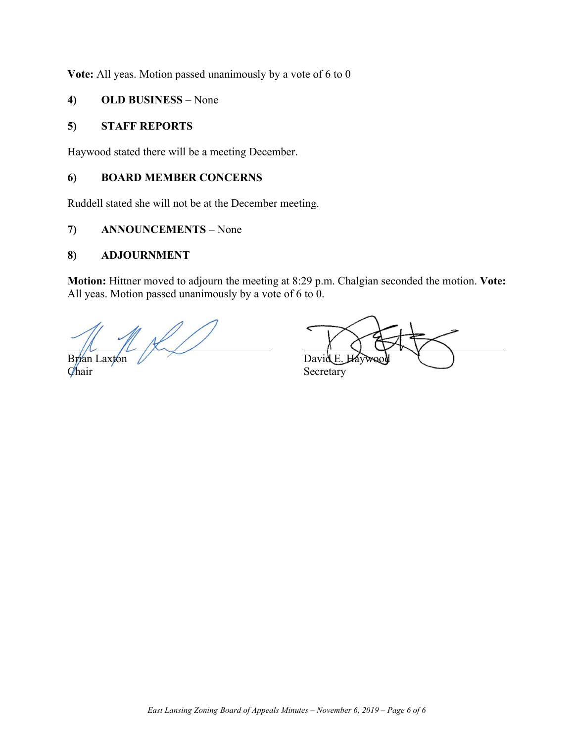**Vote:** All yeas. Motion passed unanimously by a vote of 6 to 0

## 4) OLD BUSINESS – None

## 5) STAFF REPORTS

Haywood stated there will be a meeting December.

## 6) BOARD MEMBER CONCERNS

Ruddell stated she will not be at the December meeting.

## 7) ANNOUNCEMENTS – None

## 8) ADJOURNMENT

**Motion:** Hittner moved to adjourn the meeting at 8:29 p.m. Chalgian seconded the motion. **Vote:** All yeas. Motion passed unanimously by a vote of 6 to 0.

Brian Laxton
Chair

David E. Haywood
Secretary